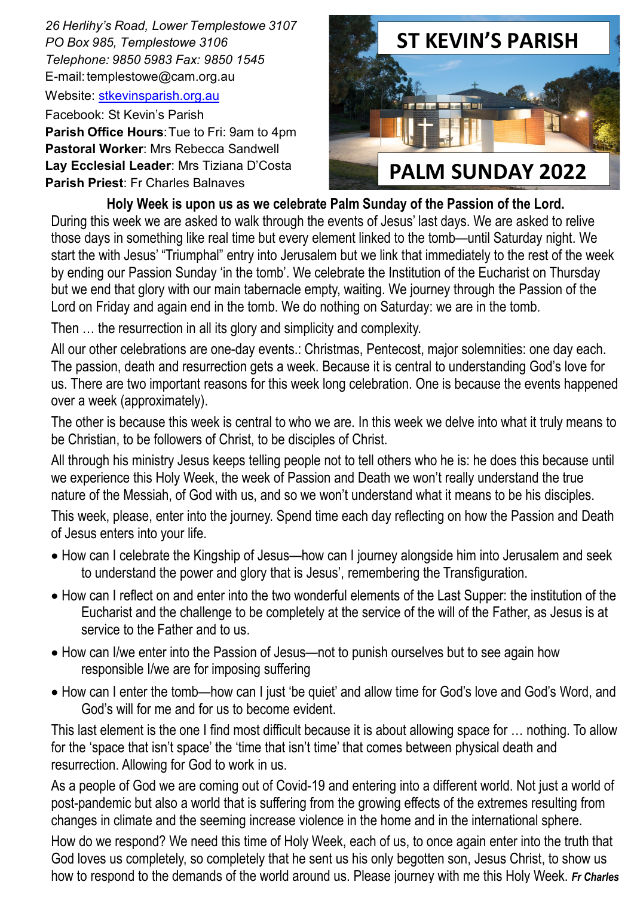*26 Herlihy's Road, Lower Templestowe 3107*
*PO Box 985, Templestowe 3106*
*Telephone: 9850 5983 Fax: 9850 1545*
E-mail: templestowe@cam.org.au
Website: stkevinsparish.org.au
Facebook: St Kevin's Parish
**Parish Office Hours**: Tue to Fri: 9am to 4pm
**Pastoral Worker**: Mrs Rebecca Sandwell
**Lay Ecclesial Leader**: Mrs Tiziana D'Costa
**Parish Priest**: Fr Charles Balnaves

# ST KEVIN'S PARISH

# PALM SUNDAY 2022

**Holy Week is upon us as we celebrate Palm Sunday of the Passion of the Lord.**

During this week we are asked to walk through the events of Jesus' last days. We are asked to relive those days in something like real time but every element linked to the tomb—until Saturday night. We start the with Jesus' "Triumphal" entry into Jerusalem but we link that immediately to the rest of the week by ending our Passion Sunday 'in the tomb'. We celebrate the Institution of the Eucharist on Thursday but we end that glory with our main tabernacle empty, waiting. We journey through the Passion of the Lord on Friday and again end in the tomb. We do nothing on Saturday: we are in the tomb.

Then … the resurrection in all its glory and simplicity and complexity.

All our other celebrations are one-day events.: Christmas, Pentecost, major solemnities: one day each. The passion, death and resurrection gets a week. Because it is central to understanding God's love for us. There are two important reasons for this week long celebration. One is because the events happened over a week (approximately).

The other is because this week is central to who we are. In this week we delve into what it truly means to be Christian, to be followers of Christ, to be disciples of Christ.

All through his ministry Jesus keeps telling people not to tell others who he is: he does this because until we experience this Holy Week, the week of Passion and Death we won't really understand the true nature of the Messiah, of God with us, and so we won't understand what it means to be his disciples.

This week, please, enter into the journey. Spend time each day reflecting on how the Passion and Death of Jesus enters into your life.

- How can I celebrate the Kingship of Jesus—how can I journey alongside him into Jerusalem and seek to understand the power and glory that is Jesus', remembering the Transfiguration.
- How can I reflect on and enter into the two wonderful elements of the Last Supper: the institution of the Eucharist and the challenge to be completely at the service of the will of the Father, as Jesus is at service to the Father and to us.
- How can I/we enter into the Passion of Jesus—not to punish ourselves but to see again how responsible I/we are for imposing suffering
- How can I enter the tomb—how can I just 'be quiet' and allow time for God's love and God's Word, and God's will for me and for us to become evident.

This last element is the one I find most difficult because it is about allowing space for … nothing. To allow for the 'space that isn't space' the 'time that isn't time' that comes between physical death and resurrection. Allowing for God to work in us.

As a people of God we are coming out of Covid-19 and entering into a different world. Not just a world of post-pandemic but also a world that is suffering from the growing effects of the extremes resulting from changes in climate and the seeming increase violence in the home and in the international sphere.

How do we respond? We need this time of Holy Week, each of us, to once again enter into the truth that God loves us completely, so completely that he sent us his only begotten son, Jesus Christ, to show us how to respond to the demands of the world around us. Please journey with me this Holy Week. ***Fr Charles***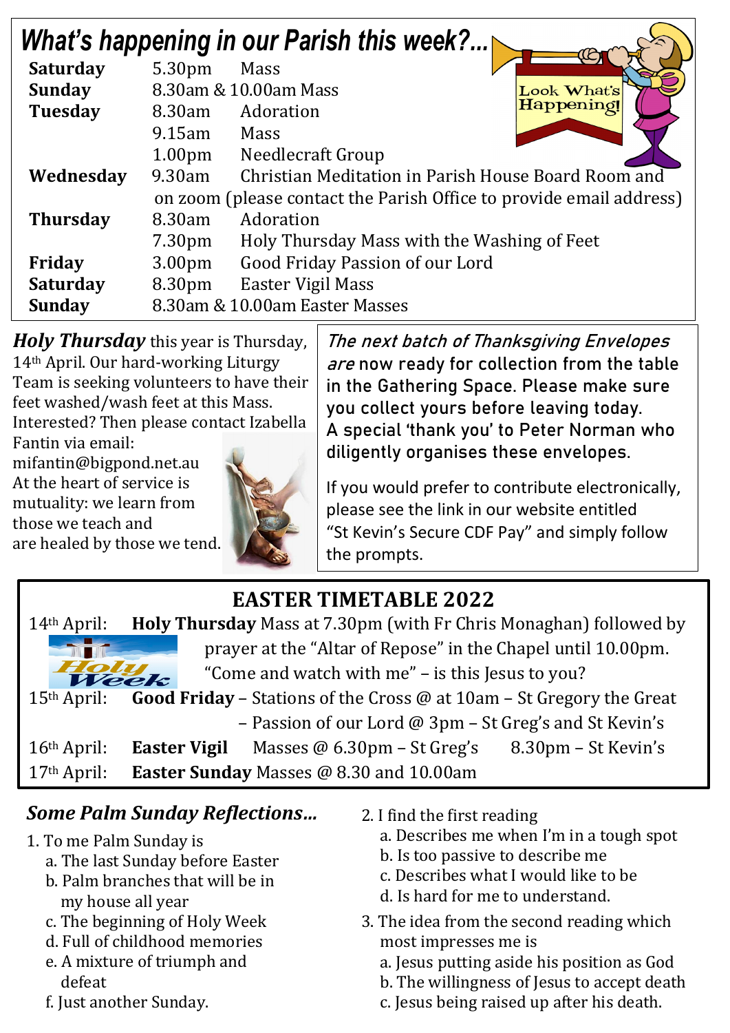## *What's happening in our Parish this week?...*

| | | |
|---|---|---|
| **Saturday** | 5.30pm | Mass |
| **Sunday** | 8.30am & 10.00am Mass | |
| **Tuesday** | 8.30am | Adoration |
| | 9.15am | Mass |
| | 1.00pm | Needlecraft Group |
| **Wednesday** | 9.30am | Christian Meditation in Parish House Board Room and on zoom (please contact the Parish Office to provide email address) |
| **Thursday** | 8.30am | Adoration |
| | 7.30pm | Holy Thursday Mass with the Washing of Feet |
| **Friday** | 3.00pm | Good Friday Passion of our Lord |
| **Saturday** | 8.30pm | Easter Vigil Mass |
| **Sunday** | 8.30am & 10.00am Easter Masses | |

***Holy Thursday*** this year is Thursday, 14th April. Our hard-working Liturgy Team is seeking volunteers to have their feet washed/wash feet at this Mass. Interested? Then please contact Izabella Fantin via email: mifantin@bigpond.net.au

At the heart of service is mutuality: we learn from those we teach and are healed by those we tend.

*The next batch of Thanksgiving Envelopes are* now ready for collection from the table in the Gathering Space. Please make sure you collect yours before leaving today. A special 'thank you' to Peter Norman who diligently organises these envelopes.

If you would prefer to contribute electronically, please see the link in our website entitled "St Kevin's Secure CDF Pay" and simply follow the prompts.

## EASTER TIMETABLE 2022

14th April: **Holy Thursday** Mass at 7.30pm (with Fr Chris Monaghan) followed by prayer at the "Altar of Repose" in the Chapel until 10.00pm. "Come and watch with me" – is this Jesus to you?

15th April: **Good Friday** – Stations of the Cross @ at 10am – St Gregory the Great
– Passion of our Lord @ 3pm – St Greg's and St Kevin's

16th April: **Easter Vigil** Masses @ 6.30pm – St Greg's 8.30pm – St Kevin's

17th April: **Easter Sunday** Masses @ 8.30 and 10.00am

### *Some Palm Sunday Reflections...*

1. To me Palm Sunday is
   a. The last Sunday before Easter
   b. Palm branches that will be in my house all year
   c. The beginning of Holy Week
   d. Full of childhood memories
   e. A mixture of triumph and defeat
   f. Just another Sunday.

2. I find the first reading
   a. Describes me when I'm in a tough spot
   b. Is too passive to describe me
   c. Describes what I would like to be
   d. Is hard for me to understand.

3. The idea from the second reading which most impresses me is
   a. Jesus putting aside his position as God
   b. The willingness of Jesus to accept death
   c. Jesus being raised up after his death.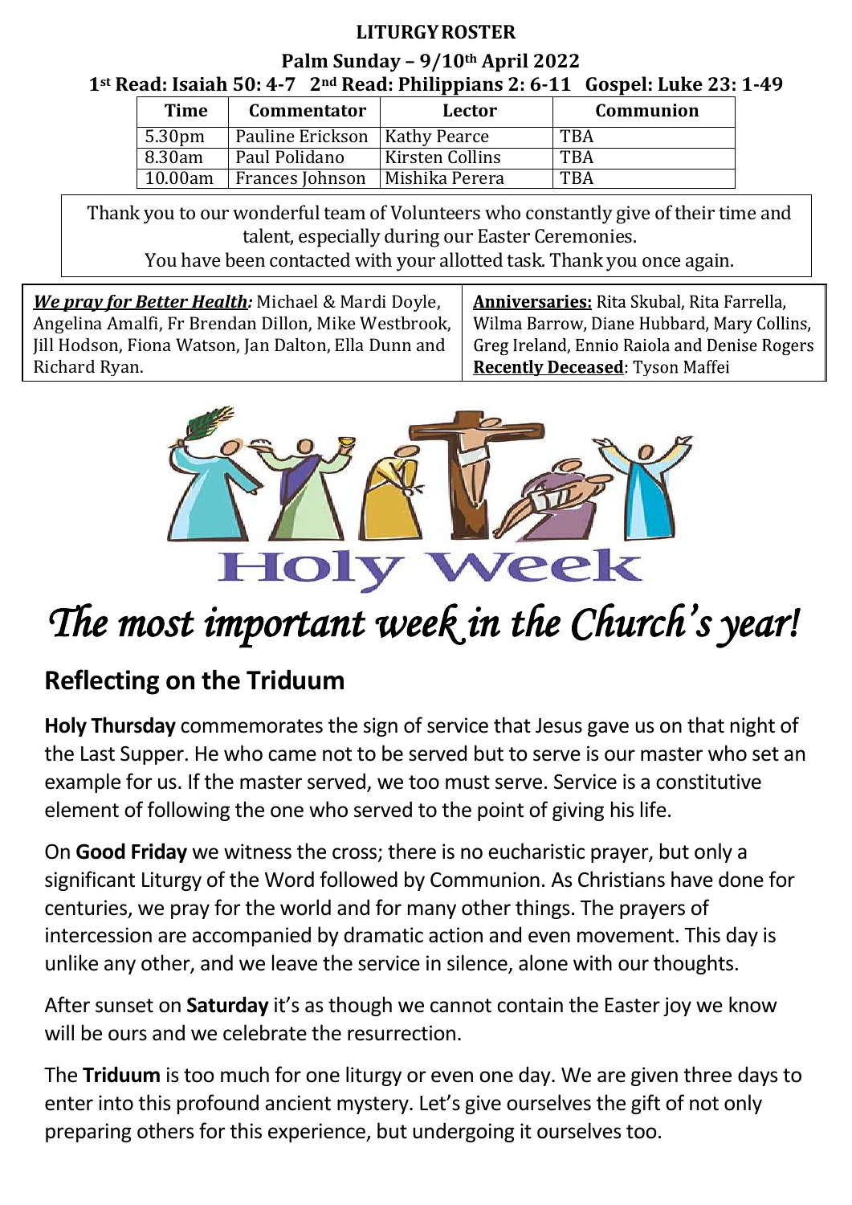**LITURGY ROSTER**

**Palm Sunday – 9/10th April 2022**

**1st Read: Isaiah 50: 4-7 2nd Read: Philippians 2: 6-11 Gospel: Luke 23: 1-49**

| Time | Commentator | Lector | Communion |
|---|---|---|---|
| 5.30pm | Pauline Erickson | Kathy Pearce | TBA |
| 8.30am | Paul Polidano | Kirsten Collins | TBA |
| 10.00am | Frances Johnson | Mishika Perera | TBA |

Thank you to our wonderful team of Volunteers who constantly give of their time and talent, especially during our Easter Ceremonies.
You have been contacted with your allotted task. Thank you once again.

***We pray for Better Health:*** Michael & Mardi Doyle, Angelina Amalfi, Fr Brendan Dillon, Mike Westbrook, Jill Hodson, Fiona Watson, Jan Dalton, Ella Dunn and Richard Ryan.

**Anniversaries:** Rita Skubal, Rita Farrella, Wilma Barrow, Diane Hubbard, Mary Collins, Greg Ireland, Ennio Raiola and Denise Rogers

**Recently Deceased**: Tyson Maffei

Holy Week

# *The most important week in the Church's year!*

## Reflecting on the Triduum

**Holy Thursday** commemorates the sign of service that Jesus gave us on that night of the Last Supper. He who came not to be served but to serve is our master who set an example for us. If the master served, we too must serve. Service is a constitutive element of following the one who served to the point of giving his life.

On **Good Friday** we witness the cross; there is no eucharistic prayer, but only a significant Liturgy of the Word followed by Communion. As Christians have done for centuries, we pray for the world and for many other things. The prayers of intercession are accompanied by dramatic action and even movement. This day is unlike any other, and we leave the service in silence, alone with our thoughts.

After sunset on **Saturday** it's as though we cannot contain the Easter joy we know will be ours and we celebrate the resurrection.

The **Triduum** is too much for one liturgy or even one day. We are given three days to enter into this profound ancient mystery. Let's give ourselves the gift of not only preparing others for this experience, but undergoing it ourselves too.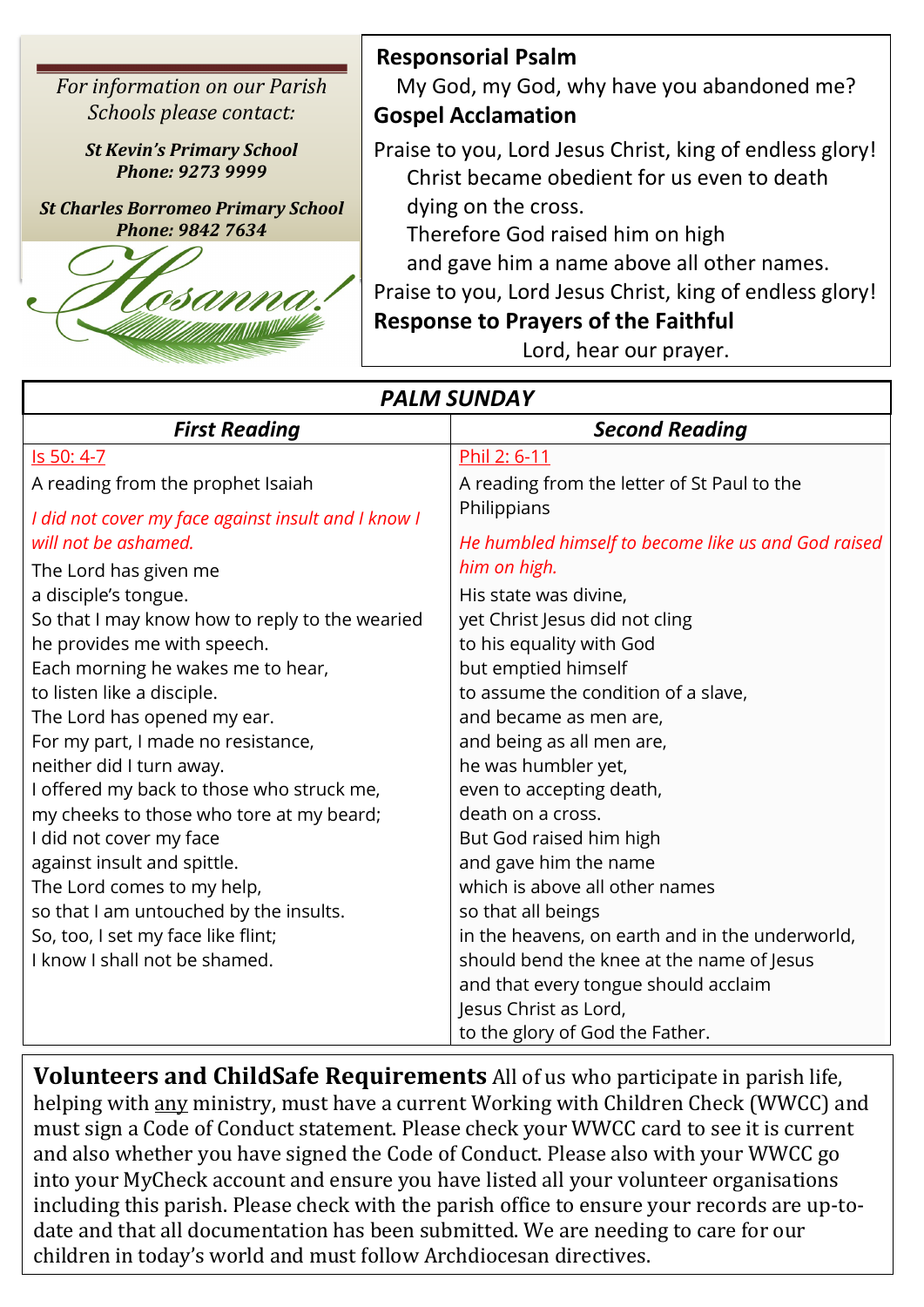*For information on our Parish Schools please contact:*

***St Kevin's Primary School***
***Phone: 9273 9999***

***St Charles Borromeo Primary School***
***Phone: 9842 7634***

Hosanna!

**Responsorial Psalm**

My God, my God, why have you abandoned me?

**Gospel Acclamation**

Praise to you, Lord Jesus Christ, king of endless glory!
Christ became obedient for us even to death
dying on the cross.
Therefore God raised him on high
and gave him a name above all other names.
Praise to you, Lord Jesus Christ, king of endless glory!

**Response to Prayers of the Faithful**

Lord, hear our prayer.

## *PALM SUNDAY*

### *First Reading*

Is 50: 4-7

A reading from the prophet Isaiah

*I did not cover my face against insult and I know I will not be ashamed.*

The Lord has given me
a disciple's tongue.
So that I may know how to reply to the wearied
he provides me with speech.
Each morning he wakes me to hear,
to listen like a disciple.
The Lord has opened my ear.
For my part, I made no resistance,
neither did I turn away.
I offered my back to those who struck me,
my cheeks to those who tore at my beard;
I did not cover my face
against insult and spittle.
The Lord comes to my help,
so that I am untouched by the insults.
So, too, I set my face like flint;
I know I shall not be shamed.

### *Second Reading*

Phil 2: 6-11

A reading from the letter of St Paul to the Philippians

*He humbled himself to become like us and God raised him on high.*

His state was divine,
yet Christ Jesus did not cling
to his equality with God
but emptied himself
to assume the condition of a slave,
and became as men are,
and being as all men are,
he was humbler yet,
even to accepting death,
death on a cross.
But God raised him high
and gave him the name
which is above all other names
so that all beings
in the heavens, on earth and in the underworld,
should bend the knee at the name of Jesus
and that every tongue should acclaim
Jesus Christ as Lord,
to the glory of God the Father.

**Volunteers and ChildSafe Requirements** All of us who participate in parish life, helping with any ministry, must have a current Working with Children Check (WWCC) and must sign a Code of Conduct statement. Please check your WWCC card to see it is current and also whether you have signed the Code of Conduct. Please also with your WWCC go into your MyCheck account and ensure you have listed all your volunteer organisations including this parish. Please check with the parish office to ensure your records are up-to-date and that all documentation has been submitted. We are needing to care for our children in today's world and must follow Archdiocesan directives.